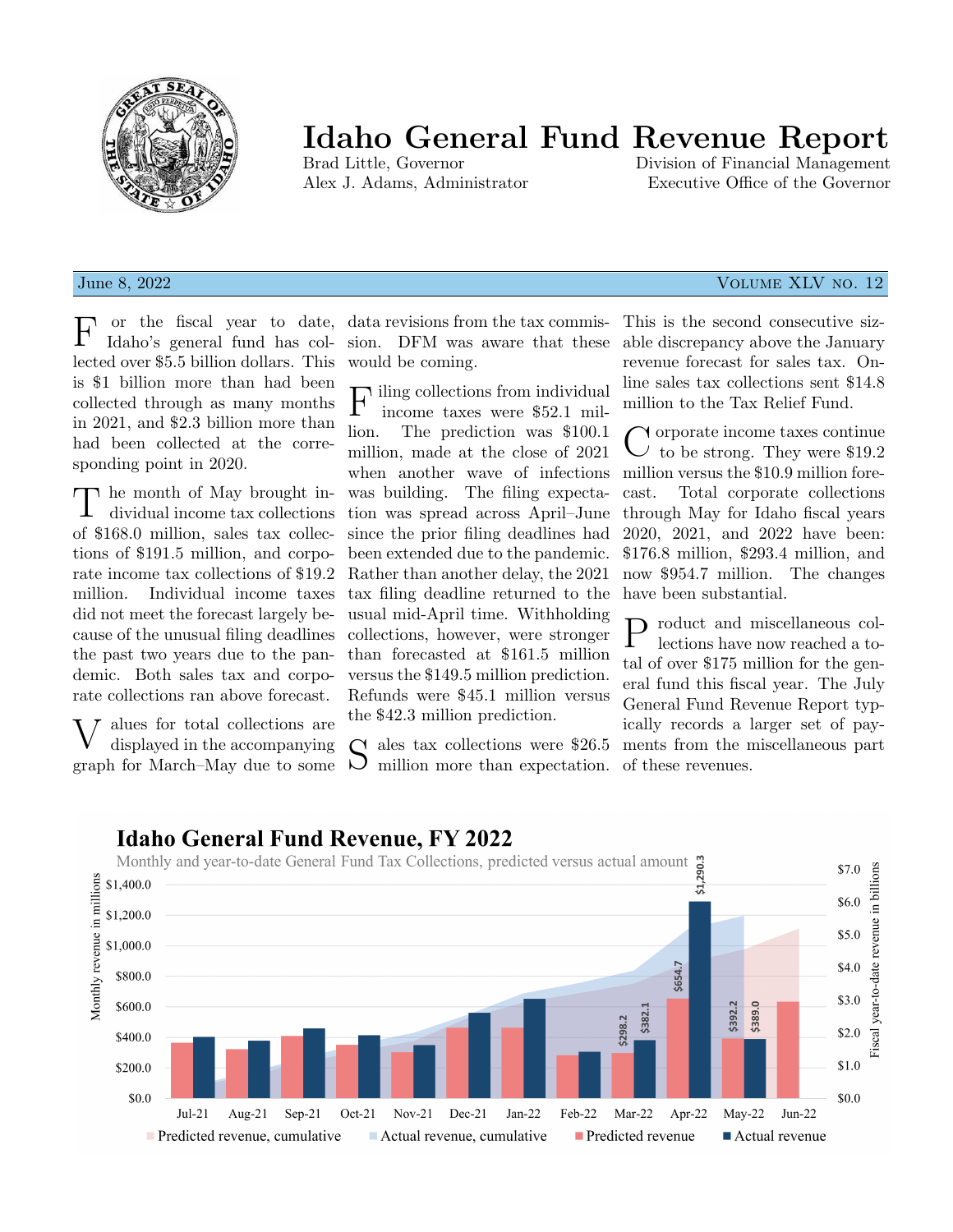# Idaho General Fund Revenue Report

Brad Little, Governor
Alex J. Adams, Administrator

Division of Financial Management
Executive Office of the Governor

June 8, 2022 — Volume XLV no. 12

For the fiscal year to date, Idaho's general fund has collected over $5.5 billion dollars. This is $1 billion more than had been collected through as many months in 2021, and $2.3 billion more than had been collected at the corresponding point in 2020.

The month of May brought individual income tax collections of $168.0 million, sales tax collections of $191.5 million, and corporate income tax collections of $19.2 million. Individual income taxes did not meet the forecast largely because of the unusual filing deadlines the past two years due to the pandemic. Both sales tax and corporate collections ran above forecast.

Values for total collections are displayed in the accompanying graph for March–May due to some data revisions from the tax commission. DFM was aware that these would be coming.

Filing collections from individual income taxes were $52.1 million. The prediction was $100.1 million, made at the close of 2021 when another wave of infections was building. The filing expectation was spread across April–June since the prior filing deadlines had been extended due to the pandemic. Rather than another delay, the 2021 tax filing deadline returned to the usual mid-April time. Withholding collections, however, were stronger than forecasted at $161.5 million versus the $149.5 million prediction. Refunds were $45.1 million versus the $42.3 million prediction.

Sales tax collections were $26.5 million more than expectation. This is the second consecutive sizable discrepancy above the January revenue forecast for sales tax. Online sales tax collections sent $14.8 million to the Tax Relief Fund.

Corporate income taxes continue to be strong. They were $19.2 million versus the $10.9 million forecast. Total corporate collections through May for Idaho fiscal years 2020, 2021, and 2022 have been: $176.8 million, $293.4 million, and now $954.7 million. The changes have been substantial.

Product and miscellaneous collections have now reached a total of over $175 million for the general fund this fiscal year. The July General Fund Revenue Report typically records a larger set of payments from the miscellaneous part of these revenues.

## Idaho General Fund Revenue, FY 2022

Monthly and year-to-date General Fund Tax Collections, predicted versus actual amount

| Month | Predicted revenue ($ millions) | Actual revenue ($ millions) |
|---|---|---|
| Mar-22 | $298.2 | $382.1 |
| Apr-22 | $654.7 | $1,290.3 |
| May-22 | $392.2 | $389.0 |

Legend: Predicted revenue, cumulative; Actual revenue, cumulative; Predicted revenue; Actual revenue. Left axis: Monthly revenue in millions ($0.0–$1,400.0). Right axis: Fiscal year-to-date revenue in billions ($0.0–$7.0). Months: Jul-21 through Jun-22.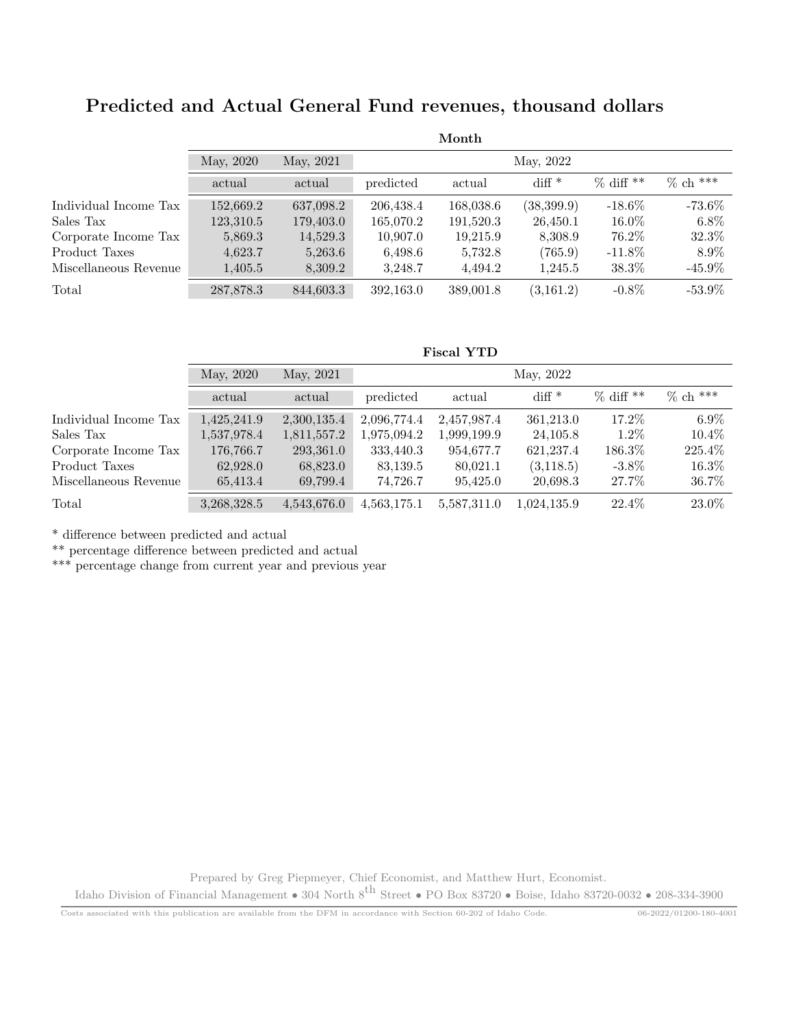## Predicted and Actual General Fund revenues, thousand dollars

**Month**

| | May, 2020 | May, 2021 | May, 2022 | | | | |
|---|---|---|---|---|---|---|---|
| | actual | actual | predicted | actual | diff * | % diff ** | % ch *** |
| Individual Income Tax | 152,669.2 | 637,098.2 | 206,438.4 | 168,038.6 | (38,399.9) | -18.6% | -73.6% |
| Sales Tax | 123,310.5 | 179,403.0 | 165,070.2 | 191,520.3 | 26,450.1 | 16.0% | 6.8% |
| Corporate Income Tax | 5,869.3 | 14,529.3 | 10,907.0 | 19,215.9 | 8,308.9 | 76.2% | 32.3% |
| Product Taxes | 4,623.7 | 5,263.6 | 6,498.6 | 5,732.8 | (765.9) | -11.8% | 8.9% |
| Miscellaneous Revenue | 1,405.5 | 8,309.2 | 3,248.7 | 4,494.2 | 1,245.5 | 38.3% | -45.9% |
| Total | 287,878.3 | 844,603.3 | 392,163.0 | 389,001.8 | (3,161.2) | -0.8% | -53.9% |

**Fiscal YTD**

| | May, 2020 | May, 2021 | May, 2022 | | | | |
|---|---|---|---|---|---|---|---|
| | actual | actual | predicted | actual | diff * | % diff ** | % ch *** |
| Individual Income Tax | 1,425,241.9 | 2,300,135.4 | 2,096,774.4 | 2,457,987.4 | 361,213.0 | 17.2% | 6.9% |
| Sales Tax | 1,537,978.4 | 1,811,557.2 | 1,975,094.2 | 1,999,199.9 | 24,105.8 | 1.2% | 10.4% |
| Corporate Income Tax | 176,766.7 | 293,361.0 | 333,440.3 | 954,677.7 | 621,237.4 | 186.3% | 225.4% |
| Product Taxes | 62,928.0 | 68,823.0 | 83,139.5 | 80,021.1 | (3,118.5) | -3.8% | 16.3% |
| Miscellaneous Revenue | 65,413.4 | 69,799.4 | 74,726.7 | 95,425.0 | 20,698.3 | 27.7% | 36.7% |
| Total | 3,268,328.5 | 4,543,676.0 | 4,563,175.1 | 5,587,311.0 | 1,024,135.9 | 22.4% | 23.0% |

* difference between predicted and actual

** percentage difference between predicted and actual

*** percentage change from current year and previous year

Prepared by Greg Piepmeyer, Chief Economist, and Matthew Hurt, Economist.

Idaho Division of Financial Management • 304 North 8th Street • PO Box 83720 • Boise, Idaho 83720-0032 • 208-334-3900

Costs associated with this publication are available from the DFM in accordance with Section 60-202 of Idaho Code. 06-2022/01200-180-4001